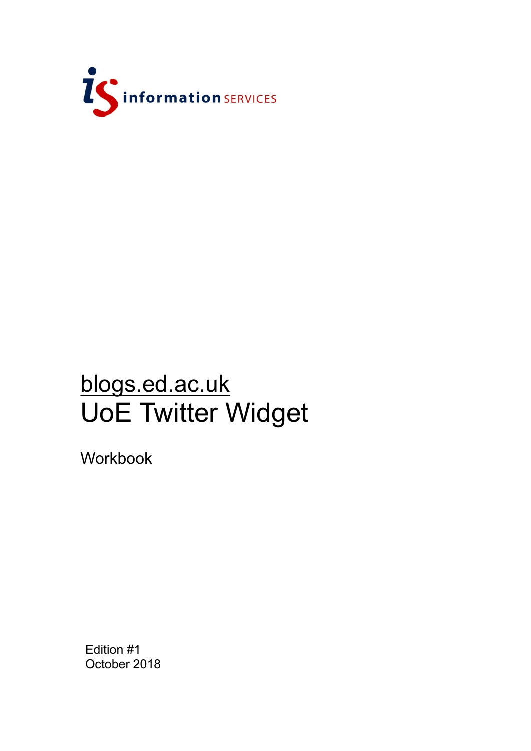information SERVICES

# blogs.ed.ac.uk
# UoE Twitter Widget

Workbook

Edition #1
October 2018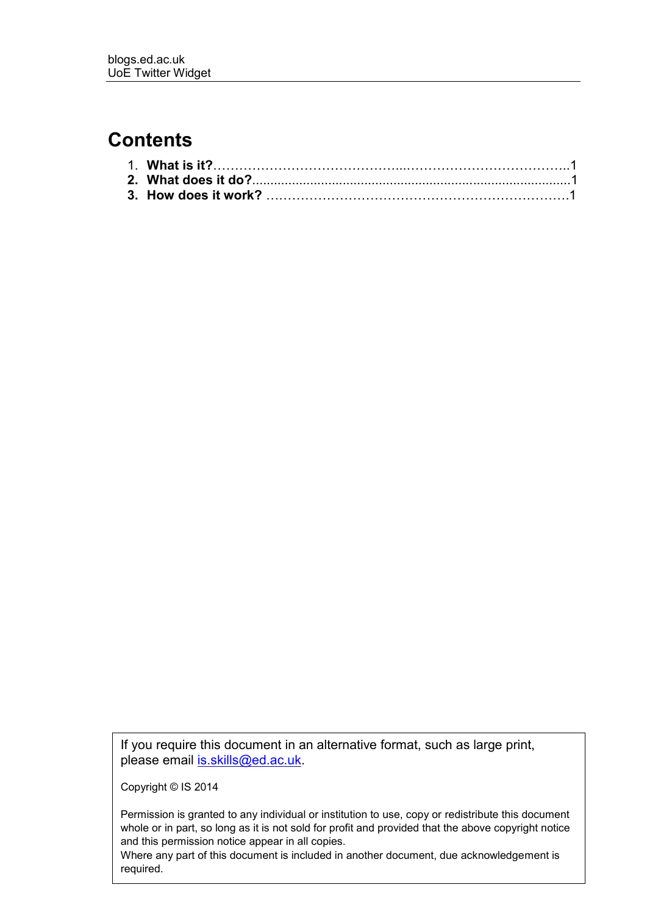# Contents

1. **What is it?**……………………………………...……………………………….1
2. **What does it do?**.........................................................................................1
3. **How does it work?** ……………………………………………………………1

If you require this document in an alternative format, such as large print, please email [is.skills@ed.ac.uk](mailto:is.skills@ed.ac.uk).

Copyright © IS 2014

Permission is granted to any individual or institution to use, copy or redistribute this document whole or in part, so long as it is not sold for profit and provided that the above copyright notice and this permission notice appear in all copies.
Where any part of this document is included in another document, due acknowledgement is required.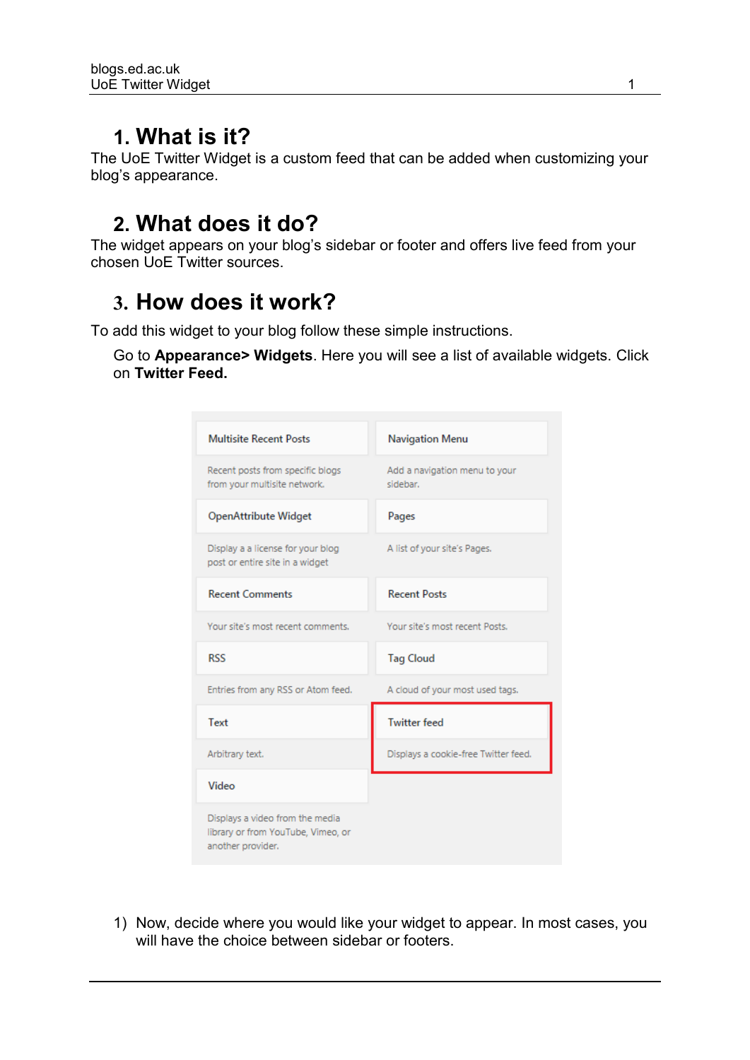## 1. What is it?

The UoE Twitter Widget is a custom feed that can be added when customizing your blog's appearance.

## 2. What does it do?

The widget appears on your blog's sidebar or footer and offers live feed from your chosen UoE Twitter sources.

## 3. How does it work?

To add this widget to your blog follow these simple instructions.

Go to **Appearance> Widgets**. Here you will see a list of available widgets. Click on **Twitter Feed.**

1) Now, decide where you would like your widget to appear. In most cases, you will have the choice between sidebar or footers.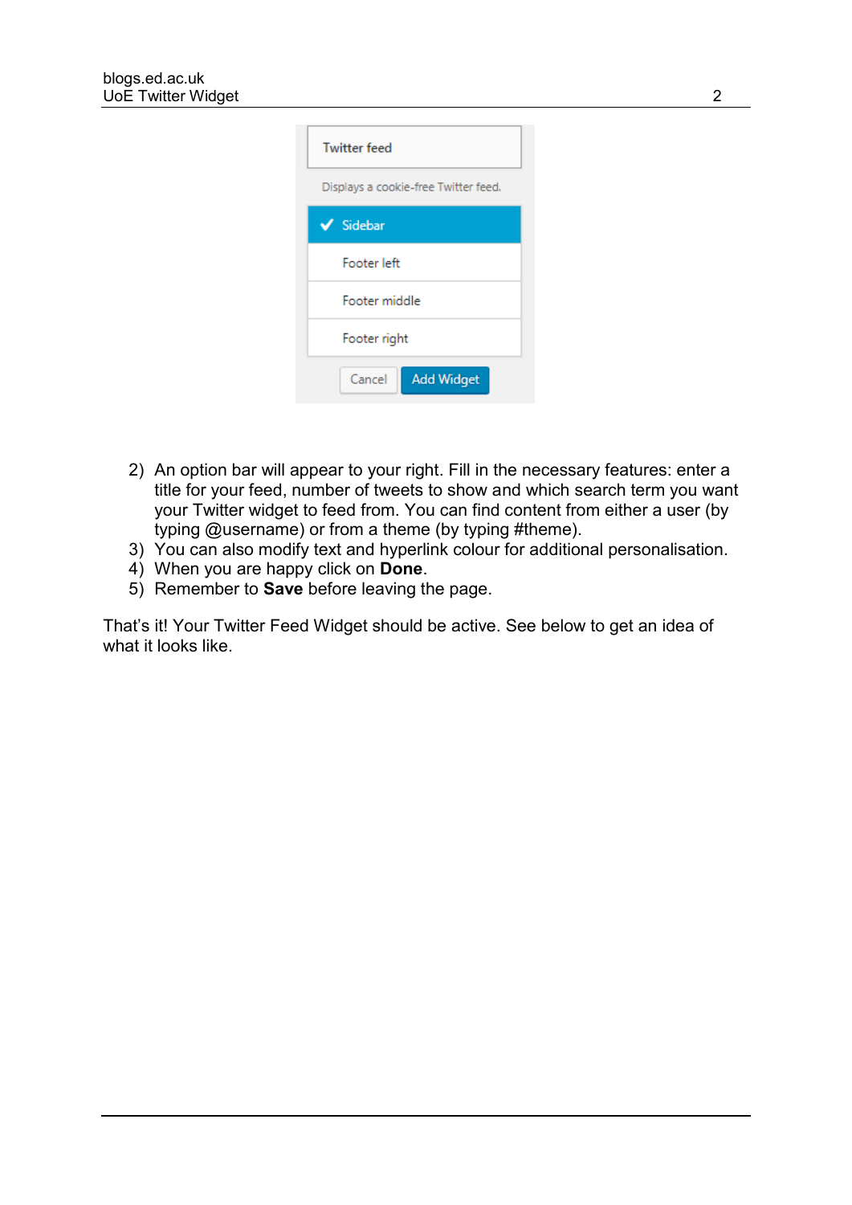2) An option bar will appear to your right. Fill in the necessary features: enter a title for your feed, number of tweets to show and which search term you want your Twitter widget to feed from. You can find content from either a user (by typing @username) or from a theme (by typing #theme).
3) You can also modify text and hyperlink colour for additional personalisation.
4) When you are happy click on **Done**.
5) Remember to **Save** before leaving the page.

That's it! Your Twitter Feed Widget should be active. See below to get an idea of what it looks like.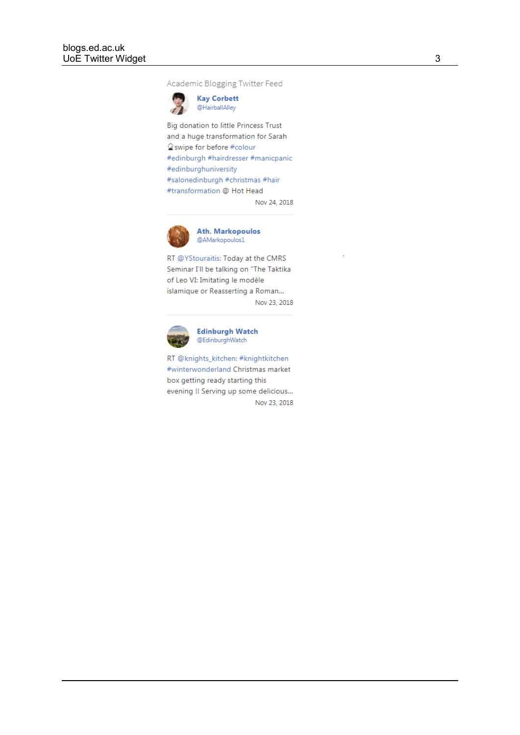Academic Blogging Twitter Feed

**Kay Corbett**
@HairballAlley

Big donation to little Princess Trust and a huge transformation for Sarah 💇swipe for before #colour #edinburgh #hairdresser #manicpanic #edinburghuniversity #salonedinburgh #christmas #hair #transformation @ Hot Head

Nov 24, 2018

---

**Ath. Markopoulos**
@AMarkopoulos1

RT @YStouraitis: Today at the CMRS Seminar I'll be talking on "The Taktika of Leo VI: Imitating le modèle islamique or Reasserting a Roman...

Nov 23, 2018

---

**Edinburgh Watch**
@EdinburghWatch

RT @knights_kitchen: #knightkitchen #winterwonderland Christmas market box getting ready starting this evening !! Serving up some delicious...

Nov 23, 2018